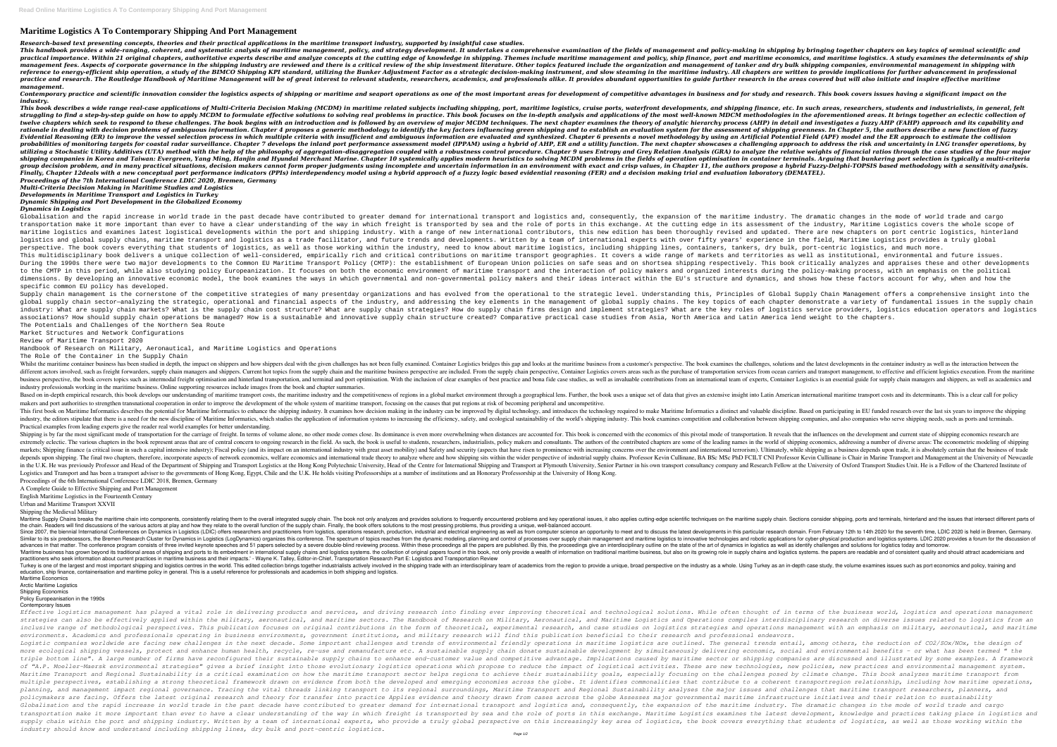# Maritime Logistics A To Contemporary Shipping And Port Management

*Research-based text presenting concepts, theories and their practical applications in the maritime transport industry, supported by insightful case studies.*

*This handbook provides a wide-ranging, coherent, and systematic analysis of maritime management, policy, and strategy development. It undertakes a comprehensive examination of the fields of management and policy-making in shipping by bringing together chapters on key topics of seminal scientific and practical importance. Within 21 original chapters, authoritative experts describe and analyze concepts at the cutting edge of knowledge in shipping. Themes include maritime management and policy, ship finance, port and maritime economics, and maritime logistics. A study examines the determinants of ship management fees. Aspects of corporate governance in the shipping industry are reviewed and there is a critical review of the ship investment literature. Other topics featured include the organization and management of tanker and dry bulk shipping companies, environmental management in shipping with reference to energy-efficient ship operation, a study of the BIMCO Shipping KPI standard, utilizing the Bunker Adjustment Factor as a strategic decision-making instrument, and slow steaming in the maritime industry. All chapters are written to provide implications for further advancement in professional practice and research. The Routledge Handbook of Maritime Management will be of great interest to relevant students, researchers, academics, and professionals alike. It provides abundant opportunities to guide further research in the areas covered but will also initiate and inspire effective maritime management.*

*Contemporary practice and scientific innovation consider the logistics aspects of shipping or maritime and seaport operations as one of the most important areas for development of competitive advantages in business and for study and research. This book covers issues having a significant impact on the industry.*

*This book describes a wide range real-case applications of Multi-Criteria Decision Making (MCDM) in maritime related subjects including shipping, port, maritime logistics, cruise ports, waterfront developments, and shipping finance, etc. In such areas, researchers, students and industrialists, in general, felt struggling to find a step-by-step guide on how to apply MCDM to formulate effective solutions to solving real problems in practice. This book focuses on the in-depth analysis and applications of the most well-known MDCM methodologies in the aforementioned areas. It brings together an eclectic collection of twelve chapters which seek to respond to these challenges. The book begins with an introduction and is followed by an overview of major MCDM techniques. The next chapter examines the theory of analytic hierarchy process (AHP) in detail and investigates a fuzzy AHP (FAHP) approach and its capability and rationale in dealing with decision problems of ambiguous information. Chapter 4 proposes a generic methodology to identify the key factors influencing green shipping and to establish an evaluation system for the assessment of shipping greenness. In Chapter 5, the authors describe a new function of fuzzy Evidential Reasoning (ER) to improve the vessel selection process in which multiple criteria with insufficient and ambiguous information are evaluated and synthesized. Chapter 6 presents a novel methodology by using an Artificial Potential Field (APF) model and the ER approach to estimate the collision probabilities of monitoring targets for coastal radar surveillance. Chapter 7 develops the inland port performance assessment model (IPPAM) using a hybrid of AHP, ER and a utility function. The next chapter showcases a challenging approach to address the risk and uncertainty in LNG transfer operations, by utilizing a Stochastic Utility Additives (UTA) method with the help of the philosophy of aggregation-disaggregation coupled with a robustness control procedure. Chapter 9 uses Entropy and Grey Relation Analysis (GRA) to analyze the relative weights of financial ratios through the case studies of the four major shipping companies in Korea and Taiwan: Evergreen, Yang Ming, Hanjin and Hyundai Merchant Marine. Chapter 10 systemically applies modern heuristics to solving MCDM problems in the fields of operation optimisation in container terminals. Arguing that bunkering port selection is typically a multi-criteria group decision problem, and in many practical situations, decision makers cannot form proper judgments using incomplete and uncertain information in an environment with exact and crisp values, in Chapter 11, the authors propose a hybrid Fuzzy-Delphi-TOPSIS based methodology with a sensitivity analysis. Finally, Chapter 12deals with a new conceptual port performance indicators (PPIs) interdependency model using a hybrid approach of a fuzzy logic based evidential reasoning (FER) and a decision making trial and evaluation laboratory (DEMATEL).*

*Proceedings of the 7th International Conference LDIC 2020, Bremen, Germany*

*Multi-Criteria Decision Making in Maritime Studies and Logistics*

*Developments in Maritime Transport and Logistics in Turkey*

*Dynamic Shipping and Port Development in the Globalized Economy*

*Dynamics in Logistics*

Globalisation and the rapid increase in world trade in the past decade have contributed to greater demand for international transport and logistics and, consequently, the expansion of the maritime industry. The dramatic changes in the mode of world trade and cargo transportation make it more important than ever to have a clear understanding of the way in which freight is transported by sea and the role of ports in this exchange. At the cutting edge in its assessment of the industry, Maritime Logistics covers the whole scope of maritime logistics and examines latest logistical developments within the port and shipping industry. With a range of new international contributors, this new edition has been thoroughly revised and updated. There are new chapters on port centric logistics, hinterland logistics and global supply chains, maritime transport and logistics as a trade facilitator, and future trends and developments. Written by a team of international experts with over fifty years' experience in the field, Maritime Logistics provides a truly global perspective. The book covers everything that students of logistics, as well as those working within the industry, need to know about maritime logistics, including shipping lines, containers, tankers, dry bulk, port-centric logistics, and much more.

This multidisciplinary book delivers a unique collection of well-considered, empirically rich and critical contributions on maritime transport geographies. It covers a wide range of markets and territories as well as institutional, environmental and future issues.

During the 1990s there were two major developments to the Common EU Maritime Transport Policy (CMTP): the establishment of European Union policies on safe seas and on shortsea shipping respectively. This book critically analyzes and appraises these and other developments to the CMTP in this period, while also studying policy Europeanization. It focuses on both the economic environment of maritime transport and the interaction of policy makers and organized interests during the policy-making process, with an emphasis on the political dimensions. By developing an innovative economic model, the book examines the ways in which governmental and non-governmental policy makers and their ideas interact within the EU's structure and dynamics, and shows how these factors account for why, when and how the specific common EU policy has developed.

Supply chain management is the cornerstone of the competitive strategies of many presentday organizations and has evolved from the operational to the strategic level. Understanding this, Principles of Global Supply Chain Management offers a comprehensive insight into the global supply chain sector—analyzing the strategic, operational and financial aspects of the industry, and addressing the key elements in the management of global supply chains. The key topics of each chapter demonstrate a variety of fundamental issues in the supply chain industry: What are supply chain markets? What is the supply chain cost structure? What are supply chain strategies? How do supply chain firms design and implement strategies? What are the key roles of logistics service providers, logistics education operators and logistics associations? How should supply chain operations be managed? How is a sustainable and innovative supply chain structure created? Comparative practical case studies from Asia, North America and Latin America lend weight to the chapters.

The Potentials and Challenges of the Northern Sea Route

Market Structures and Network Configurations

Review of Maritime Transport 2020

Handbook of Research on Military, Aeronautical, and Maritime Logistics and Operations

The Role of the Container in the Supply Chain

Whilst the maritime container business has been studied in depth, the impact on shippers and how shippers deal with the given challenges has not been fully examined. Container Logistics bridges this gap and looks at the maritime business from a customer's perspective. The book examines the challenges, solutions and the latest developments in the container industry as well as the interaction between the different actors involved, such as freight forwarders, supply chain managers and shippers. Current hot topics from the supply chain and the maritime business perspective are included. From the supply chain perspective, Container Logistics covers areas such as the purchase of transportation services from ocean carriers and transport management, to effective and efficient logistics execution. From the maritime business perspective, the book covers topics such as intermodal freight optimisation and hinterland transportation, and terminal and port optimisation. With the inclusion of clear examples of best practice and bona fide case studies, as well as invaluable contributions from an international team of experts, Container Logistics is an essential guide for supply chain managers and shippers, as well as academics and industry professionals working in the maritime business. Online supporting resources include images from the book and chapter summaries.

Based on in-depth empirical research, this book develops our understanding of maritime transport costs, the maritime industry and the competitiveness of regions in a global market environment through a geographical lens. Further, the book uses a unique set of data that gives an extensive insight into Latin American international maritime transport costs and its determinants. This is a clear call for policy makers and port authorities to strengthen transnational cooperation in order to improve the development of the whole system of maritime transport, focusing on the causes that put regions at risk of becoming peripheral and uncompetitive.

This first book on Maritime Informatics describes the potential for Maritime Informatics to enhance the shipping industry. It examines how decision making in the industry can be improved by digital technology, and introduces the technology required to make Maritime Informatics a distinct and valuable discipline. Based on participating in EU funded research over the last six years to improve the shipping industry, the editors stipulate that there is a need for the new discipline of Maritime Informatics, which studies the application of information systems to increasing the efficiency, safety, and ecological sustainability of the world's shipping industry. This book examines competition and collaboration between shipping companies, and also companies who serve shipping needs, such as ports and terminals. Practical examples from leading experts give the reader real world examples for better understanding.

Shipping is by far the most significant mode of transportation for the carriage of freight. In terms of volume alone, no other mode comes close. Its dominance is even more overwhelming when distances are accounted for. This book is concerned with the economics of this pivotal mode of transportation. It reveals that the influences on the development and current state of shipping economics research are extremely eclectic. The various chapters in the book represent areas that are of central concern to ongoing research in the field. As such, the book is useful to students, researchers, industrialists, policy makers and consultants. The authors of the contributed chapters are some of the leading names in the world of shipping economics, addressing a number of diverse areas: The econometric modeling of shipping markets; Shipping finance (a critical issue in such a capital intensive industry); Fiscal policy (and its impact on an international industry with great asset mobility) and Safety and security (aspects that have risen to prominence with increasing concerns over the environment and international terrorism). Ultimately, while shipping as a business depends upon trade, it is absolutely certain that the business of trade depends upon shipping. The final two chapters, therefore, incorporate aspects of network economics, welfare economics and international trade theory to analyze where and how shipping sits within the wider perspective of industrial supply chains. Professor Kevin Cullinane, BA BSc MSc PhD FCILT CNI Professor Kevin Cullinane is Chair in Marine Transport and Management at the University of Newcastle in the U.K. He was previously Professor and Head of the Department of Shipping and Transport Logistics at the Hong Kong Polytechnic University, Head of the Centre for International Shipping and Transport at Plymouth University, Senior Partner in his own transport consultancy company and Research Fellow at the University of Oxford Transport Studies Unit. He is a Fellow of the Chartered Institute of Logistics and Transport and has been a transport adviser to the governments of Hong Kong, Egypt, Chile and the U.K. He holds visiting Professorships at a number of institutions and an Honorary Professorship at the University of Hong Kong.

Proceedings of the 6th International Conference LDIC 2018, Bremen, Germany

A Complete Guide to Effective Shipping and Port Management

English Maritime Logistics in the Fourteenth Century

Urban and Maritime Transport XXVII

Shipping the Medieval Military

Maritime Supply Chains breaks the maritime chain into components, consistently relating them to the overall integrated supply chain. The book not only analyzes and provides solutions to frequently encountered problems and key operational issues, it also applies cutting-edge scientific techniques on the maritime supply chain. Sections consider shipping, ports and terminals, hinterland and the issues that intersect different parts of the chain. Readers will find discussions of the various actors at play and how they relate to the overall function of the supply chain. Finally, the book offers solutions to the most pressing problems, thus providing a unique, well-balanced account.

Since 2007, the biennial International Conferences on Dynamics in Logistics (LDIC) offers researchers and practitioners from logistics, operations research, production, industrial and electrical engineering as well as from computer science an opportunity to meet and to discuss the latest developments in this particular research domain. From February 12th to 14th 2020 for the seventh time, LDIC 2020 is held in Bremen, Germany. Similar to its six predecessors, the Bremen Research Cluster for Dynamics in Logistics (LogDynamics) organizes this conference. The spectrum of topics reaches from the dynamic modeling, planning and control of processes over supply chain management and maritime logistics to innovative technologies and robotic applications for cyber-physical production and logistics systems. LDIC 2020 provides a forum for the discussion of advances in that matter. The conference program consists of three invited keynote speeches and 51 papers selected by a severe double-blind reviewing process. Within these proceedings all the papers are published. By this, the proceedings give an interdisciplinary outline on the state of the art of dynamics in logistics as well as identify challenges and solutions for logistics today and tomorrow.

'Maritime business has grown beyond its traditional areas of shipping and ports to its embedment in international supply chains and logistics systems. the collection of original papers found in this book, not only provide a wealth of information on traditional maritime business, but also on its growing role in supply chains and logistics systems. the papers are readable and of consistent quality and should attract academicians and practitioners who seek information about current practices in maritime business and their impacts.' - Wayne K. Talley, Editor-in-Chief, Transportation Research Part E: Logistics and Transportation Review

Turkey is one of the largest and most important shipping and logistics centres in the world. This edited collection brings together industrialists actively involved in the shipping trade with an interdisciplinary team of academics from the region to provide a unique, broad perspective on the industry as a whole. Using Turkey as an in-depth case study, the volume examines issues such as port economics and policy, training and education, ship finance, containerisation and maritime policy in general. This is a useful reference for professionals and academics in both shipping and logistics.

Maritime Economics

Arctic Maritime Logistics

Shipping Economics

Policy Europeanisation in the 1990s

Contemporary Issues

*Effective logistics management has played a vital role in delivering products and services, and driving research into finding ever improving theoretical and technological solutions. While often thought of in terms of the business world, logistics and operations management strategies can also be effectively applied within the military, aeronautical, and maritime sectors. The Handbook of Research on Military, Aeronautical, and Maritime Logistics and Operations compiles interdisciplinary research on diverse issues related to logistics from an inclusive range of methodological perspectives. This publication focuses on original contributions in the form of theoretical, experimental research, and case studies on logistics strategies and operations management with an emphasis on military, aeronautical, and maritime environments. Academics and professionals operating in business environments, government institutions, and military research will find this publication beneficial to their research and professional endeavors.*

*Logistic companies worldwide are facing new challenges in the next decade. Some important challenges and trends of environmental friendly operations in maritime logistics are outlined. The general trends entail, among others, the reduction of CO2/SOx/NOx, the design of more ecological shipping vessels, protect and enhance human health, recycle, re-use and remanufacture etc. A sustainable supply chain donate sustainable development by simultaneously delivering economic, social and environmental benefits - or what has been termed " the triple bottom line". A large number of firms have reconfigured their sustainable supply chains to enhance end-customer value and competitive advantage. Implications caused by maritime sector or shipping companies are discussed and illustrated by some examples. A framework of "A.P. Moeller-Maersk environmental strategies" gives a brief insight into those evolutionary logistics operations which propose to reduce the impact of logistical activities. These are new technologies, new policies, new practices and environmental management system.*

*Maritime Transport and Regional Sustainability is a critical examination on how the maritime transport sector helps regions to achieve their sustainability goals, especially focusing on the challenges posed by climate change. This book analyzes maritime transport from multiple perspectives, establishing a strong theoretical framework drawn on evidence from both the developed and emerging economies across the globe. It identifies commonalities that contribute to a coherent transportregion relationship, including how maritime operations, planning, and management impact regional governance. Tracing the vital threads linking transport to its regional surroundings, Maritime Transport and Regional Sustainability analyses the major issues and challenges that maritime transport researchers, planners, and policymakers are facing. Offers the latest original research and theory for transfer into practice Applies evidence and theory drawn from cases across the globe Assesses major governmental maritime infrastructure initiatives and their relation to sustainability*

*Globalisation and the rapid increase in world trade in the past decade have contributed to greater demand for international transport and logistics and, consequently, the expansion of the maritime industry. The dramatic changes in the mode of world trade and cargo transportation make it more important than ever to have a clear understanding of the way in which freight is transported by sea and the role of ports in this exchange. Maritime Logistics examines the latest development, knowledge and practices taking place in logistics and supply chain within the port and shipping industry. Written by a team of international experts, who provide a truly global perspective on this increasingly key area of logistics, the book covers everything that students of logistics, as well as those working within the industry should know and understand including shipping lines, dry bulk and port-centric logistics.*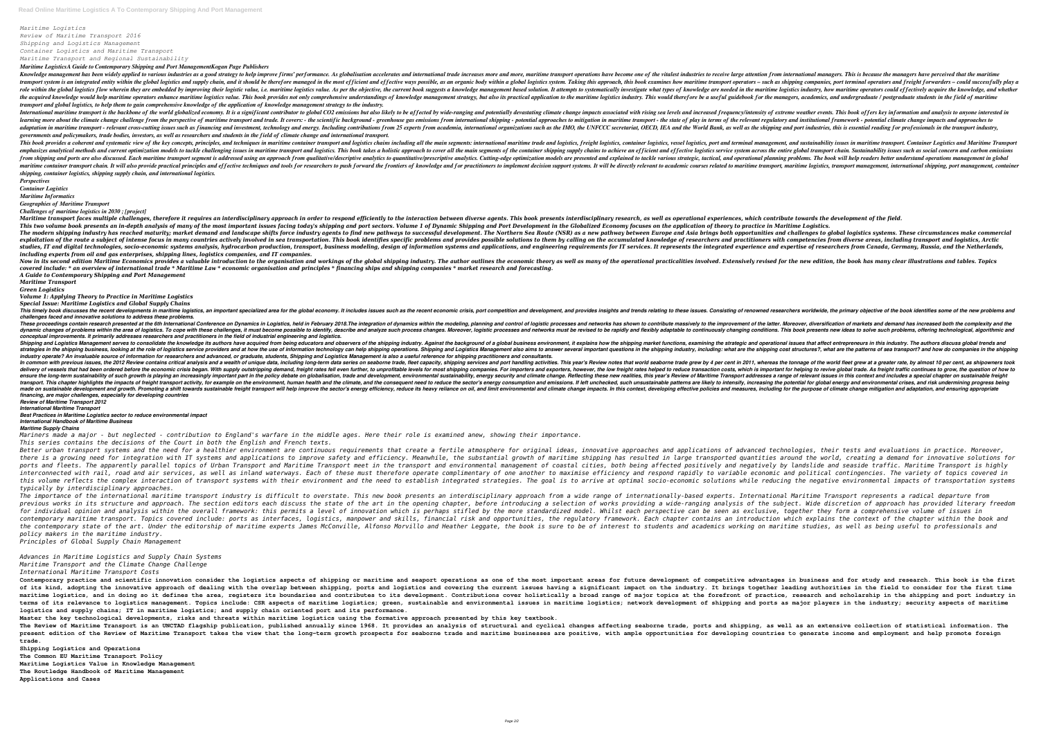*Maritime Logistics*
*Review of Maritime Transport 2016*
*Shipping and Logistics Management*
*Container Logistics and Maritime Transport*
*Maritime Transport and Regional Sustainability*
***Maritime LogisticsA Guide to Contemporary Shipping and Port ManagementKogan Page Publishers***

***Knowledge management has been widely applied to various industries as a good strategy to help improve firms' performance. As globalisation accelerates and international trade increases more and more, maritime transport operations have become one of the vitalest industries to receive large attention from international managers. This is because the managers have perceived that the maritime transport system is an integrated entity within the global logistics and supply chain, and it should be therefore managed in the most efficient and effective ways possible, as an organic body within a global logistics system. Taking this approach, this book examines how maritime transport operators – such as shipping companies, port terminal operators and freight forwarders – could successfully play a role within the global logistics flow wherein they are embedded by improving their logistic value, i.e. maritime logistics value. As per the objective, the current book suggests a knowledge management based solution. It attempts to systematically investigate what types of knowledge are needed in the maritime logistics industry, how maritime operators could effectively acquire the knowledge, and whether the acquired knowledge would help maritime operators enhance maritime logistics value. This book provides not only comprehensive understandings of knowledge management strategy, but also its practical application to the maritime logistics industry. This would therefore be a useful guidebook for the managers, academics, and undergraduate / postgraduate students in the field of maritime transport and global logistics, to help them to gain comprehensive knowledge of the application of knowledge management strategy to the industry.***

***International maritime transport is the backbone of the world globalized economy. It is a significant contributor to global CO2 emissions but also likely to be affected by wide-ranging and potentially devastating climate change impacts associated with rising sea levels and increased frequency/intensity of extreme weather events. This book offers key information and analysis to anyone interested in learning more about the climate change challenge from the perspective of maritime transport and trade. It covers: - the scientific background - greenhouse gas emissions from international shipping - potential approaches to mitigation in maritime transport - the state of play in terms of the relevant regulatory and institutional framework - potential climate change impacts and approaches to adaptation in maritime transport - relevant cross-cutting issues such as financing and investment, technology and energy. Including contributions from 25 experts from academia, international organizations such as the IMO, the UNFCCC secretariat, OECD, IEA and the World Bank, as well as the shipping and port industries, this is essential reading for professionals in the transport industry, governments and policymakers, trade bodies, investors, as well as researchers and students in the field of climate change and international transport.***

***This book provides a coherent and systematic view of the key concepts, principles, and techniques in maritime container transport and logistics chains including all the main segments: international maritime trade and logistics, freight logistics, container logistics, vessel logistics, port and terminal management, and sustainability issues in maritime transport. Container Logistics and Maritime Transport emphasizes analytical methods and current optimization models to tackle challenging issues in maritime transport and logistics. This book takes a holistic approach to cover all the main segments of the container shipping supply chains to achieve an efficient and effective logistics service system across the entire global transport chain. Sustainability issues such as social concern and carbon emissions from shipping and ports are also discussed. Each maritime transport segment is addressed using an approach from qualitative/descriptive analytics to quantitative/prescriptive analytics. Cutting-edge optimization models are presented and explained to tackle various strategic, tactical, and operational planning problems. The book will help readers better understand operations management in global maritime container transport chain. It will also provide practical principles and effective techniques and tools for researchers to push forward the frontiers of knowledge and for practitioners to implement decision support systems. It will be directly relevant to academic courses related to maritime transport, maritime logistics, transport management, international shipping, port management, container shipping, container logistics, shipping supply chain, and international logistics.***

*Perspectives*
*Container Logistics*
*Maritime Informatics*
*Geographies of Maritime Transport*
*Challenges of maritime logistics in 2030 ; [project]*

***Maritime transport faces multiple challenges, therefore it requires an interdisciplinary approach in order to respond efficiently to the interaction between diverse agents. This book presents interdisciplinary research, as well as operational experiences, which contribute towards the development of the field.***

***This two volume book presents an in-depth analysis of many of the most important issues facing today's shipping and port sectors. Volume 1 of Dynamic Shipping and Port Development in the Globalized Economy focuses on the application of theory to practice in Maritime Logistics.***

***The modern shipping industry has reached maturity; market demand and landscape shifts force industry agents to find new pathways to successful development. The Northern Sea Route (NSR) as a new pathway between Europe and Asia brings both opportunities and challenges to global logistics systems. These circumstances make commercial exploitation of the route a subject of intense focus in many countries actively involved in sea transportation. This book identifies specific problems and provides possible solutions to them by calling on the accumulated knowledge of researchers and practitioners with competencies from diverse areas, including transport and logistics, Arctic studies, IT and digital technologies, socio-economic systems analysis, hydrocarbon production, transport, business modeling, design of information systems and applications, and engineering requirements for IT services. It represents the integrated experience and expertise of researchers from Canada, Germany, Russia, and the Netherlands, including experts from oil and gas enterprises, shipping lines, logistics companies, and IT companies.***

***Now in its second edition Maritime Economics provides a valuable introduction to the organisation and workings of the global shipping industry. The author outlines the economic theory as well as many of the operational practicalities involved. Extensively revised for the new edition, the book has many clear illustrations and tables. Topics covered include: \* an overview of international trade \* Maritime Law \* economic organisation and principles \* financing ships and shipping companies \* market research and forecasting.***

*A Guide to Contemporary Shipping and Port Management*
*Maritime Transport*
*Green Logistics*
*Volume 1: Applying Theory to Practice in Maritime Logistics*
*Special Issue: Maritime Logistics and Global Supply Chains*

***This timely book discusses the recent developments in maritime logistics, an important specialized area for the global economy. It includes issues such as the recent economic crisis, port competition and development, and provides insights and trends relating to these issues. Consisting of renowned researchers worldwide, the primary objective of the book identifies some of the new problems and challenges faced and innovative solutions to address these problems.***

***These proceedings contain research presented at the 6th International Conference on Dynamics in Logistics, held in February 2018.The integration of dynamics within the modeling, planning and control of logistic processes and networks has shown to contribute massively to the improvement of the latter. Moreover, diversification of markets and demand has increased both the complexity and the dynamic changes of problems within the area of logistics. To cope with these challenges, it must become possible to identify, describe and analyze such process changes. Moreover, logistic processes and networks must be revised to be rapidly and flexibly adaptable to continuously changing conditions. This book presents new ideas to solve such problems, offering technological, algorithmic and conceptual improvements. It primarily addresses researchers and practitioners in the field of industrial engineering and logistics.***

***Shipping and Logistics Management serves to consolidate the knowledge its authors have acquired from being educators and observers of the shipping industry. Against the background of a global business environment, it explains how the shipping market functions, examining the strategic and operational issues that affect entrepreneurs in this industry. The authors discuss global trends and strategies in the shipping business, looking at the role of logistics service providers and at how the use of information technology can help shipping operations. Shipping and Logistics Management also aims to answer several important questions in the shipping industry, including: what are the shipping cost structures?, what are the patterns of sea transport? and how do companies in the shipping industry operate? An invaluable source of information for researchers and advanced, or graduate, students, Shipping and Logistics Management is also a useful reference for shipping practitioners and consultants.***

***In common with previous issues, the 2012 Review contains critical analysis and a wealth of unique data, including long-term data series on seaborne trade, fleet capacity, shipping services and port handling activities. This year's Review notes that world seaborne trade grew by 4 per cent in 2011, whereas the tonnage of the world fleet grew at a greater rate, by almost 10 per cent, as shipowners took delivery of vessels that had been ordered before the economic crisis began. With supply outstripping demand, freight rates fell even further, to unprofitable levels for most shipping companies. For importers and exporters, however, the low freight rates helped to reduce transaction costs, which is important for helping to revive global trade. As freight traffic continues to grow, the question of how to ensure the long-term sustainability of such growth is playing an increasingly important part in the policy debate on globalisation, trade and development, environmental sustainability, energy security and climate change. Reflecting these new realities, this year's Review of Maritime Transport addresses a range of relevant issues in this context and includes a special chapter on sustainable freight transport. This chapter highlights the impacts of freight transport activity, for example on the environment, human health and the climate, and the consequent need to reduce the sector's energy consumption and emissions. If left unchecked, such unsustainable patterns are likely to intensify, increasing the potential for global energy and environmental crises, and risk undermining progress being made on sustainable development and growth. Promoting a shift towards sustainable freight transport will help improve the sector's energy efficiency, reduce its heavy reliance on oil, and limit environmental and climate change impacts. In this context, developing effective policies and measures, including for the purpose of climate change mitigation and adaptation, and ensuring appropriate financing, are major challenges, especially for developing countries***

*Review of Maritime Transport 2012*
*International Maritime Transport*
*Best Practices in Maritime Logistics sector to reduce environmental impact*
*International Handbook of Maritime Business*
*Maritime Supply Chains*

*Mariners made a major - but neglected - contribution to England's warfare in the middle ages. Here their role is examined anew, showing their importance.*

*This series contains the decisions of the Court in both the English and French texts.*

*Better urban transport systems and the need for a healthier environment are continuous requirements that create a fertile atmosphere for original ideas, innovative approaches and applications of advanced technologies, their tests and evaluations in practice. Moreover, there is a growing need for integration with IT systems and applications to improve safety and efficiency. Meanwhile, the substantial growth of maritime shipping has resulted in large transported quantities around the world, creating a demand for innovative solutions for ports and fleets. The apparently parallel topics of Urban Transport and Maritime Transport meet in the transport and environmental management of coastal cities, both being affected positively and negatively by landside and seaside traffic. Maritime Transport is highly interconnected with rail, road and air services, as well as inland waterways. Each of these must therefore operate complimentary of one another to maximise efficiency and respond rapidly to variable economic and political contingencies. The variety of topics covered in this volume reflects the complex interaction of transport systems with their environment and the need to establish integrated strategies. The goal is to arrive at optimal socio-economic solutions while reducing the negative environmental impacts of transportation systems typically by interdisciplinary approaches.*

*The importance of the international maritime transport industry is difficult to overstate. This new book presents an interdisciplinary approach from a wide range of internationally-based experts. International Maritime Transport represents a radical departure from previous works in its structure and approach. The section editors each discuss the state of the art in the opening chapter, before introducing a selection of works providing a wide-ranging analysis of the subject. Wide discretion of approach has provided literary freedom for individual opinion and analysis within the overall framework: this permits a level of innovation which is perhaps stifled by the more standardized model. Whilst each perspective can be seen as exclusive, together they form a comprehensive volume of issues in contemporary maritime transport. Topics covered include: ports as interfaces, logistics, manpower and skills, financial risk and opportunities, the regulatory framework. Each chapter contains an introduction which explains the context of the chapter within the book and the contemporary state of the art. Under the editorship of maritime experts James McConville, Alfonso Morvillo and Heather Leggate, the book is sure to be of interest to students and academics working on maritime studies, as well as being useful to professionals and policy makers in the maritime industry.*

*Principles of Global Supply Chain Management*

*Advances in Maritime Logistics and Supply Chain Systems*
*Maritime Transport and the Climate Change Challenge*
*International Maritime Transport Costs*

**Contemporary practice and scientific innovation consider the logistics aspects of shipping or maritime and seaport operations as one of the most important areas for future development of competitive advantages in business and for study and research. This book is the first of its kind, adopting the innovative approach of dealing with the overlap between shipping, ports and logistics and covering the current issues having a significant impact on the industry. It brings together leading authorities in the field to consider for the first time maritime logistics, and in doing so it defines the area, registers its boundaries and contributes to its development. Contributions cover holistically a broad range of major topics at the forefront of practice, research and scholarship in the shipping and port industry in terms of its relevance to logistics management. Topics include: CSR aspects of maritime logistics; green, sustainable and environmental issues in maritime logistics; network development of shipping and ports as major players in the industry; security aspects of maritime logistics and supply chains; IT in maritime logistics; and supply chain oriented port and its performance.**

**Master the key technological developments, risks and threats within maritime logistics using the formative approach presented by this key textbook.**

**The Review of Maritime Transport is an UNCTAD flagship publication, published annually since 1968. It provides an analysis of structural and cyclical changes affecting seaborne trade, ports and shipping, as well as an extensive collection of statistical information. The present edition of the Review of Maritime Transport takes the view that the long-term growth prospects for seaborne trade and maritime businesses are positive, with ample opportunities for developing countries to generate income and employment and help promote foreign trade.**

**Shipping Logistics and Operations**
**The Common EU Maritime Transport Policy**
**Maritime Logistics Value in Knowledge Management**
**The Routledge Handbook of Maritime Management**
**Applications and Cases**